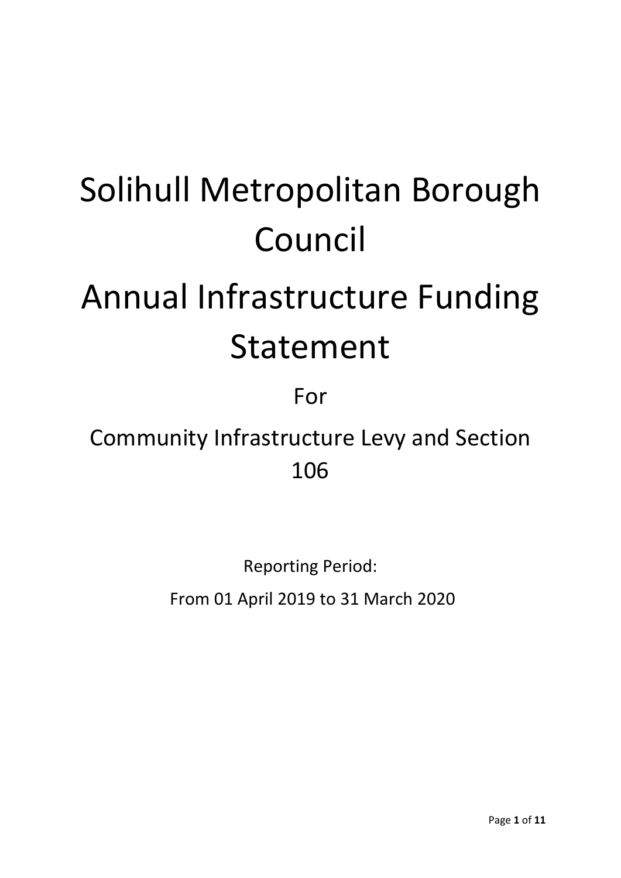# Solihull Metropolitan Borough Council

# Annual Infrastructure Funding Statement

For

Community Infrastructure Levy and Section 106

Reporting Period:

From 01 April 2019 to 31 March 2020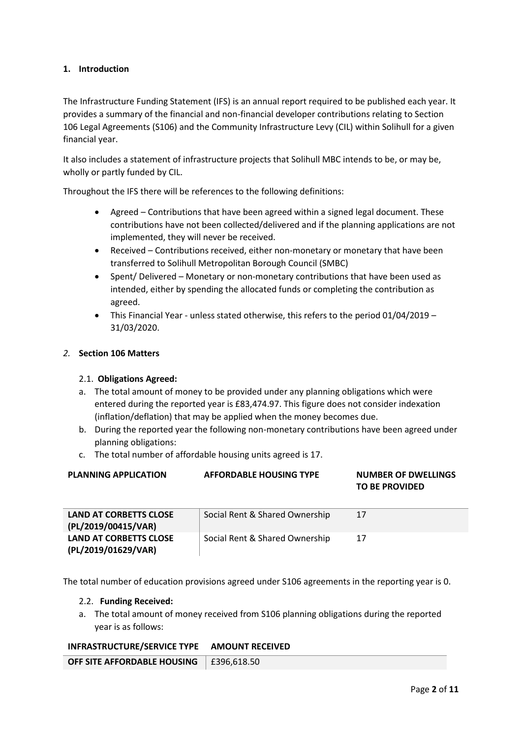## 1. Introduction

The Infrastructure Funding Statement (IFS) is an annual report required to be published each year. It provides a summary of the financial and non-financial developer contributions relating to Section 106 Legal Agreements (S106) and the Community Infrastructure Levy (CIL) within Solihull for a given financial year.

It also includes a statement of infrastructure projects that Solihull MBC intends to be, or may be, wholly or partly funded by CIL.

Throughout the IFS there will be references to the following definitions:

- Agreed – Contributions that have been agreed within a signed legal document. These contributions have not been collected/delivered and if the planning applications are not implemented, they will never be received.
- Received – Contributions received, either non-monetary or monetary that have been transferred to Solihull Metropolitan Borough Council (SMBC)
- Spent/ Delivered – Monetary or non-monetary contributions that have been used as intended, either by spending the allocated funds or completing the contribution as agreed.
- This Financial Year - unless stated otherwise, this refers to the period 01/04/2019 – 31/03/2020.

## *2.* Section 106 Matters

### 2.1. Obligations Agreed:

a. The total amount of money to be provided under any planning obligations which were entered during the reported year is £83,474.97. This figure does not consider indexation (inflation/deflation) that may be applied when the money becomes due.
b. During the reported year the following non-monetary contributions have been agreed under planning obligations:
c. The total number of affordable housing units agreed is 17.

| PLANNING APPLICATION | AFFORDABLE HOUSING TYPE | NUMBER OF DWELLINGS TO BE PROVIDED |
|---|---|---|
| **LAND AT CORBETTS CLOSE (PL/2019/00415/VAR)** | Social Rent & Shared Ownership | 17 |
| **LAND AT CORBETTS CLOSE (PL/2019/01629/VAR)** | Social Rent & Shared Ownership | 17 |

The total number of education provisions agreed under S106 agreements in the reporting year is 0.

### 2.2. Funding Received:

a. The total amount of money received from S106 planning obligations during the reported year is as follows:

| INFRASTRUCTURE/SERVICE TYPE | AMOUNT RECEIVED |
|---|---|
| **OFF SITE AFFORDABLE HOUSING** | £396,618.50 |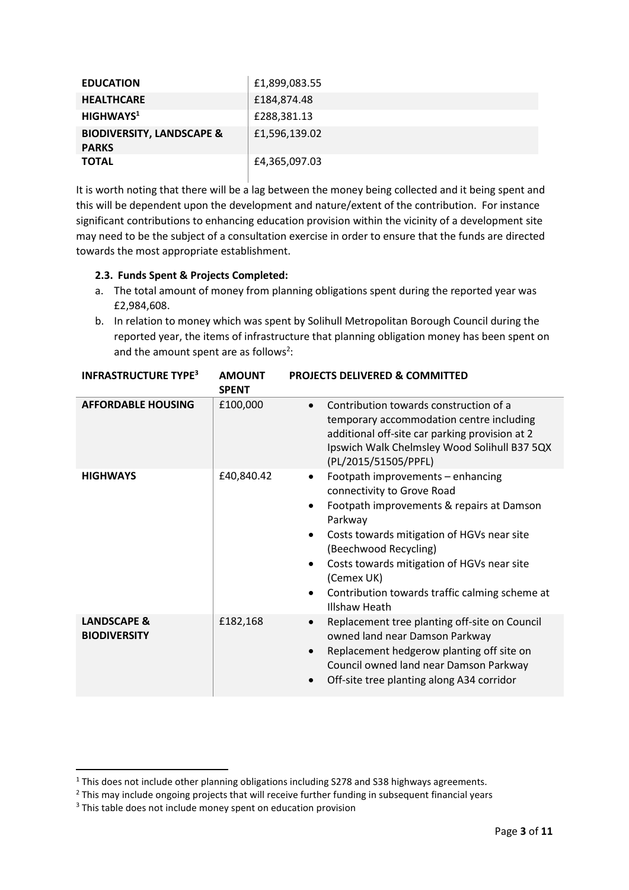| EDUCATION | £1,899,083.55 |
|---|---|
| HEALTHCARE | £184,874.48 |
| HIGHWAYS[1] | £288,381.13 |
| BIODIVERSITY, LANDSCAPE & PARKS | £1,596,139.02 |
| TOTAL | £4,365,097.03 |

It is worth noting that there will be a lag between the money being collected and it being spent and this will be dependent upon the development and nature/extent of the contribution. For instance significant contributions to enhancing education provision within the vicinity of a development site may need to be the subject of a consultation exercise in order to ensure that the funds are directed towards the most appropriate establishment.

### 2.3. Funds Spent & Projects Completed:

a. The total amount of money from planning obligations spent during the reported year was £2,984,608.

b. In relation to money which was spent by Solihull Metropolitan Borough Council during the reported year, the items of infrastructure that planning obligation money has been spent on and the amount spent are as follows[2]:

| INFRASTRUCTURE TYPE[3] | AMOUNT SPENT | PROJECTS DELIVERED & COMMITTED |
|---|---|---|
| AFFORDABLE HOUSING | £100,000 | • Contribution towards construction of a temporary accommodation centre including additional off-site car parking provision at 2 Ipswich Walk Chelmsley Wood Solihull B37 5QX (PL/2015/51505/PPFL) |
| HIGHWAYS | £40,840.42 | • Footpath improvements – enhancing connectivity to Grove Road<br>• Footpath improvements & repairs at Damson Parkway<br>• Costs towards mitigation of HGVs near site (Beechwood Recycling)<br>• Costs towards mitigation of HGVs near site (Cemex UK)<br>• Contribution towards traffic calming scheme at Illshaw Heath |
| LANDSCAPE & BIODIVERSITY | £182,168 | • Replacement tree planting off-site on Council owned land near Damson Parkway<br>• Replacement hedgerow planting off site on Council owned land near Damson Parkway<br>• Off-site tree planting along A34 corridor |

[1] This does not include other planning obligations including S278 and S38 highways agreements.

[2] This may include ongoing projects that will receive further funding in subsequent financial years

[3] This table does not include money spent on education provision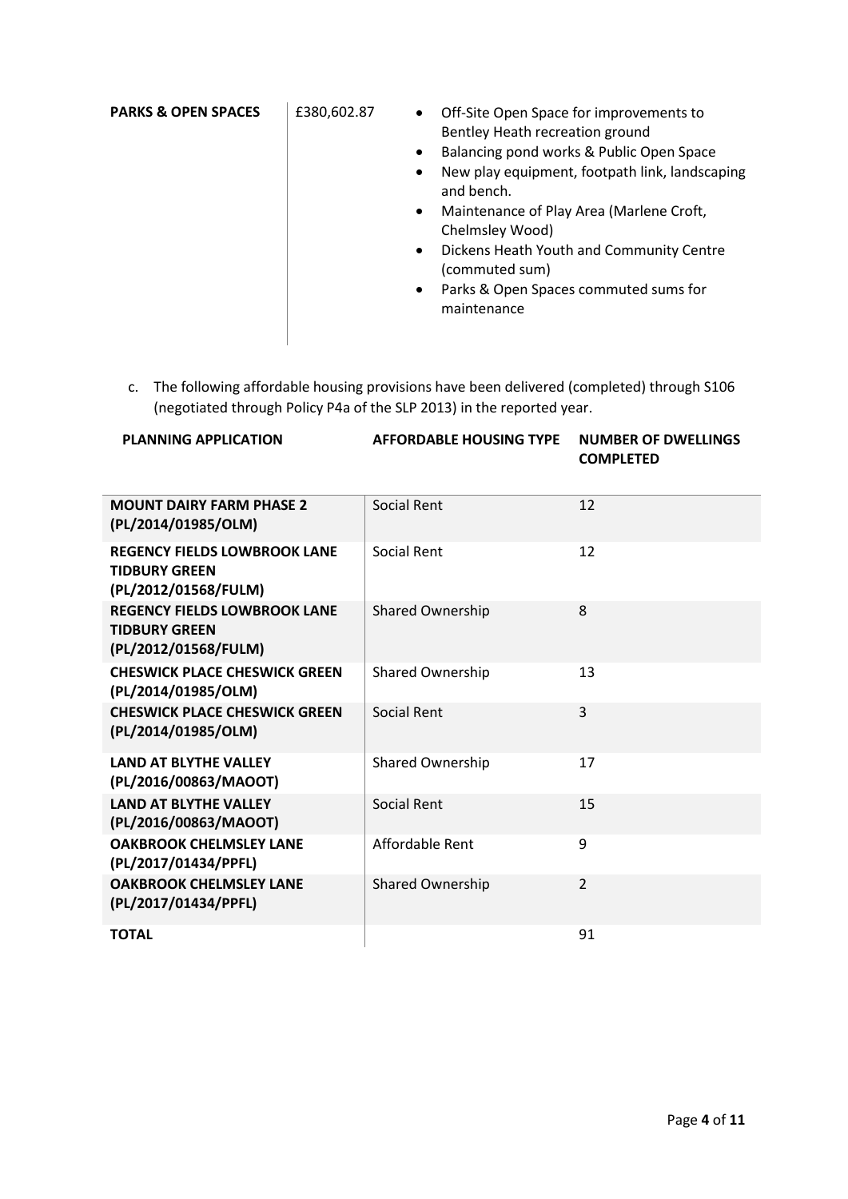| | | |
|---|---|---|
| **PARKS & OPEN SPACES** | £380,602.87 | • Off-Site Open Space for improvements to Bentley Heath recreation ground<br>• Balancing pond works & Public Open Space<br>• New play equipment, footpath link, landscaping and bench.<br>• Maintenance of Play Area (Marlene Croft, Chelmsley Wood)<br>• Dickens Heath Youth and Community Centre (commuted sum)<br>• Parks & Open Spaces commuted sums for maintenance |

c. The following affordable housing provisions have been delivered (completed) through S106 (negotiated through Policy P4a of the SLP 2013) in the reported year.

| PLANNING APPLICATION | AFFORDABLE HOUSING TYPE | NUMBER OF DWELLINGS COMPLETED |
|---|---|---|
| **MOUNT DAIRY FARM PHASE 2 (PL/2014/01985/OLM)** | Social Rent | 12 |
| **REGENCY FIELDS LOWBROOK LANE TIDBURY GREEN (PL/2012/01568/FULM)** | Social Rent | 12 |
| **REGENCY FIELDS LOWBROOK LANE TIDBURY GREEN (PL/2012/01568/FULM)** | Shared Ownership | 8 |
| **CHESWICK PLACE CHESWICK GREEN (PL/2014/01985/OLM)** | Shared Ownership | 13 |
| **CHESWICK PLACE CHESWICK GREEN (PL/2014/01985/OLM)** | Social Rent | 3 |
| **LAND AT BLYTHE VALLEY (PL/2016/00863/MAOOT)** | Shared Ownership | 17 |
| **LAND AT BLYTHE VALLEY (PL/2016/00863/MAOOT)** | Social Rent | 15 |
| **OAKBROOK CHELMSLEY LANE (PL/2017/01434/PPFL)** | Affordable Rent | 9 |
| **OAKBROOK CHELMSLEY LANE (PL/2017/01434/PPFL)** | Shared Ownership | 2 |
| **TOTAL** | | 91 |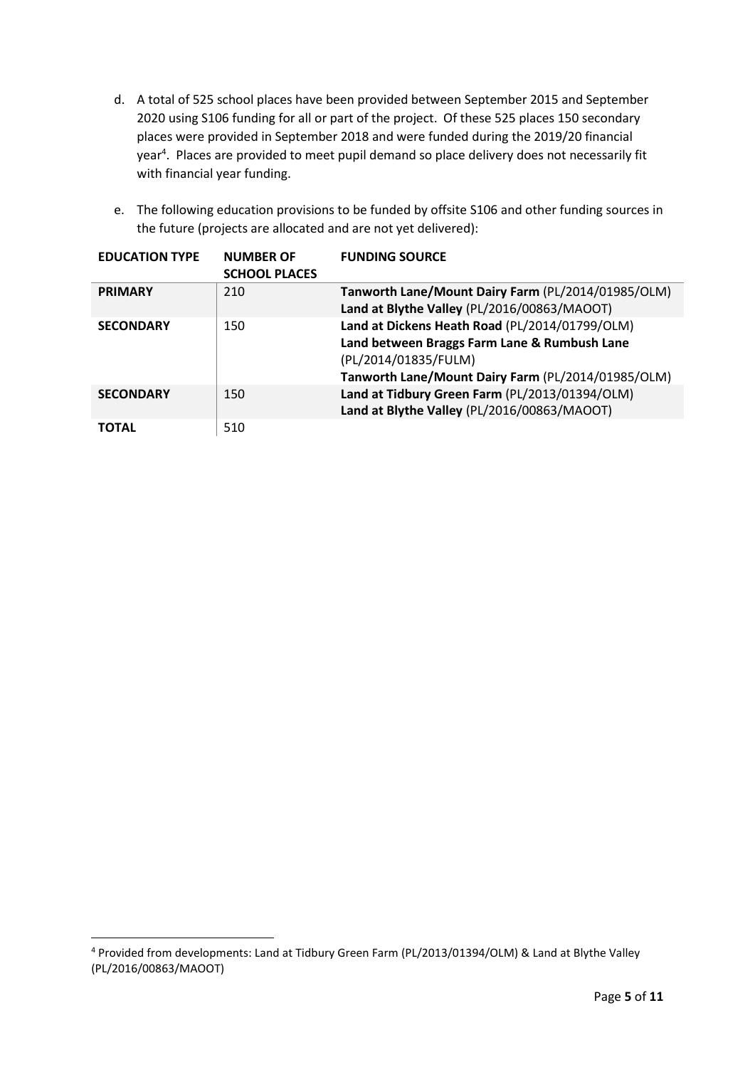d. A total of 525 school places have been provided between September 2015 and September 2020 using S106 funding for all or part of the project. Of these 525 places 150 secondary places were provided in September 2018 and were funded during the 2019/20 financial year[4]. Places are provided to meet pupil demand so place delivery does not necessarily fit with financial year funding.

e. The following education provisions to be funded by offsite S106 and other funding sources in the future (projects are allocated and are not yet delivered):

| EDUCATION TYPE | NUMBER OF SCHOOL PLACES | FUNDING SOURCE |
|---|---|---|
| **PRIMARY** | 210 | **Tanworth Lane/Mount Dairy Farm** (PL/2014/01985/OLM)<br>**Land at Blythe Valley** (PL/2016/00863/MAOOT) |
| **SECONDARY** | 150 | **Land at Dickens Heath Road** (PL/2014/01799/OLM)<br>**Land between Braggs Farm Lane & Rumbush Lane** (PL/2014/01835/FULM)<br>**Tanworth Lane/Mount Dairy Farm** (PL/2014/01985/OLM) |
| **SECONDARY** | 150 | **Land at Tidbury Green Farm** (PL/2013/01394/OLM)<br>**Land at Blythe Valley** (PL/2016/00863/MAOOT) |
| **TOTAL** | 510 | |

[4] Provided from developments: Land at Tidbury Green Farm (PL/2013/01394/OLM) & Land at Blythe Valley (PL/2016/00863/MAOOT)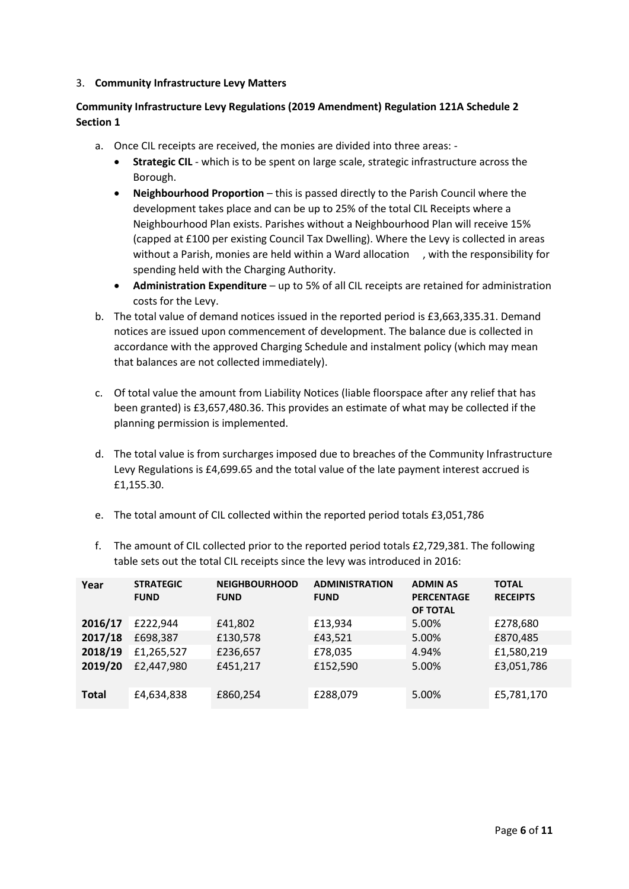3. **Community Infrastructure Levy Matters**

**Community Infrastructure Levy Regulations (2019 Amendment) Regulation 121A Schedule 2 Section 1**

a. Once CIL receipts are received, the monies are divided into three areas: -
   - **Strategic CIL** - which is to be spent on large scale, strategic infrastructure across the Borough.
   - **Neighbourhood Proportion** – this is passed directly to the Parish Council where the development takes place and can be up to 25% of the total CIL Receipts where a Neighbourhood Plan exists. Parishes without a Neighbourhood Plan will receive 15% (capped at £100 per existing Council Tax Dwelling). Where the Levy is collected in areas without a Parish, monies are held within a Ward allocation , with the responsibility for spending held with the Charging Authority.
   - **Administration Expenditure** – up to 5% of all CIL receipts are retained for administration costs for the Levy.

b. The total value of demand notices issued in the reported period is £3,663,335.31. Demand notices are issued upon commencement of development. The balance due is collected in accordance with the approved Charging Schedule and instalment policy (which may mean that balances are not collected immediately).

c. Of total value the amount from Liability Notices (liable floorspace after any relief that has been granted) is £3,657,480.36. This provides an estimate of what may be collected if the planning permission is implemented.

d. The total value is from surcharges imposed due to breaches of the Community Infrastructure Levy Regulations is £4,699.65 and the total value of the late payment interest accrued is £1,155.30.

e. The total amount of CIL collected within the reported period totals £3,051,786

f. The amount of CIL collected prior to the reported period totals £2,729,381. The following table sets out the total CIL receipts since the levy was introduced in 2016:

| Year | STRATEGIC FUND | NEIGHBOURHOOD FUND | ADMINISTRATION FUND | ADMIN AS PERCENTAGE OF TOTAL | TOTAL RECEIPTS |
|---|---|---|---|---|---|
| **2016/17** | £222,944 | £41,802 | £13,934 | 5.00% | £278,680 |
| **2017/18** | £698,387 | £130,578 | £43,521 | 5.00% | £870,485 |
| **2018/19** | £1,265,527 | £236,657 | £78,035 | 4.94% | £1,580,219 |
| **2019/20** | £2,447,980 | £451,217 | £152,590 | 5.00% | £3,051,786 |
| **Total** | £4,634,838 | £860,254 | £288,079 | 5.00% | £5,781,170 |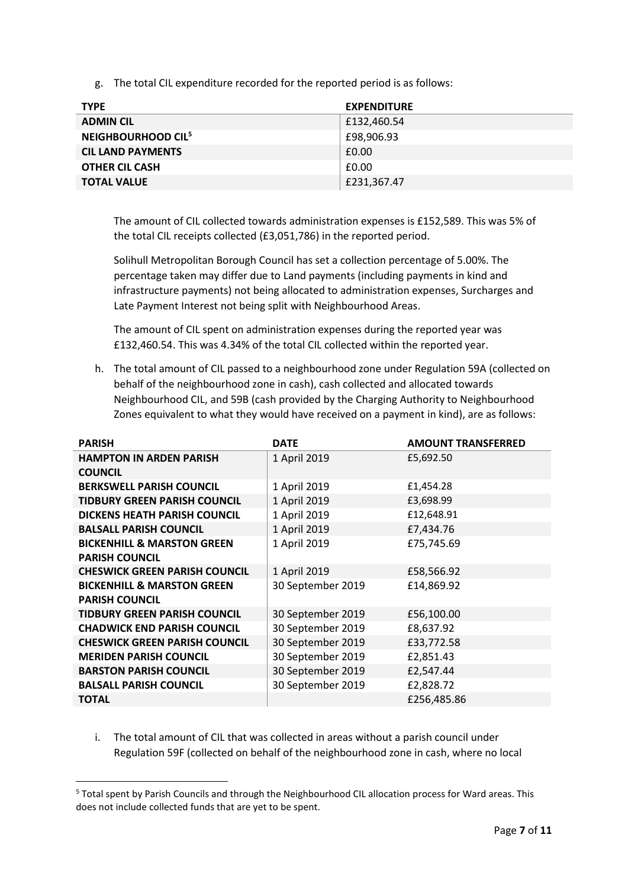g. The total CIL expenditure recorded for the reported period is as follows:

| TYPE | EXPENDITURE |
|---|---|
| **ADMIN CIL** | £132,460.54 |
| **NEIGHBOURHOOD CIL**[5] | £98,906.93 |
| **CIL LAND PAYMENTS** | £0.00 |
| **OTHER CIL CASH** | £0.00 |
| **TOTAL VALUE** | £231,367.47 |

The amount of CIL collected towards administration expenses is £152,589. This was 5% of the total CIL receipts collected (£3,051,786) in the reported period.

Solihull Metropolitan Borough Council has set a collection percentage of 5.00%. The percentage taken may differ due to Land payments (including payments in kind and infrastructure payments) not being allocated to administration expenses, Surcharges and Late Payment Interest not being split with Neighbourhood Areas.

The amount of CIL spent on administration expenses during the reported year was £132,460.54. This was 4.34% of the total CIL collected within the reported year.

h. The total amount of CIL passed to a neighbourhood zone under Regulation 59A (collected on behalf of the neighbourhood zone in cash), cash collected and allocated towards Neighbourhood CIL, and 59B (cash provided by the Charging Authority to Neighbourhood Zones equivalent to what they would have received on a payment in kind), are as follows:

| PARISH | DATE | AMOUNT TRANSFERRED |
|---|---|---|
| **HAMPTON IN ARDEN PARISH COUNCIL** | 1 April 2019 | £5,692.50 |
| **BERKSWELL PARISH COUNCIL** | 1 April 2019 | £1,454.28 |
| **TIDBURY GREEN PARISH COUNCIL** | 1 April 2019 | £3,698.99 |
| **DICKENS HEATH PARISH COUNCIL** | 1 April 2019 | £12,648.91 |
| **BALSALL PARISH COUNCIL** | 1 April 2019 | £7,434.76 |
| **BICKENHILL & MARSTON GREEN PARISH COUNCIL** | 1 April 2019 | £75,745.69 |
| **CHESWICK GREEN PARISH COUNCIL** | 1 April 2019 | £58,566.92 |
| **BICKENHILL & MARSTON GREEN PARISH COUNCIL** | 30 September 2019 | £14,869.92 |
| **TIDBURY GREEN PARISH COUNCIL** | 30 September 2019 | £56,100.00 |
| **CHADWICK END PARISH COUNCIL** | 30 September 2019 | £8,637.92 |
| **CHESWICK GREEN PARISH COUNCIL** | 30 September 2019 | £33,772.58 |
| **MERIDEN PARISH COUNCIL** | 30 September 2019 | £2,851.43 |
| **BARSTON PARISH COUNCIL** | 30 September 2019 | £2,547.44 |
| **BALSALL PARISH COUNCIL** | 30 September 2019 | £2,828.72 |
| **TOTAL** | | £256,485.86 |

i. The total amount of CIL that was collected in areas without a parish council under Regulation 59F (collected on behalf of the neighbourhood zone in cash, where no local

[5] Total spent by Parish Councils and through the Neighbourhood CIL allocation process for Ward areas. This does not include collected funds that are yet to be spent.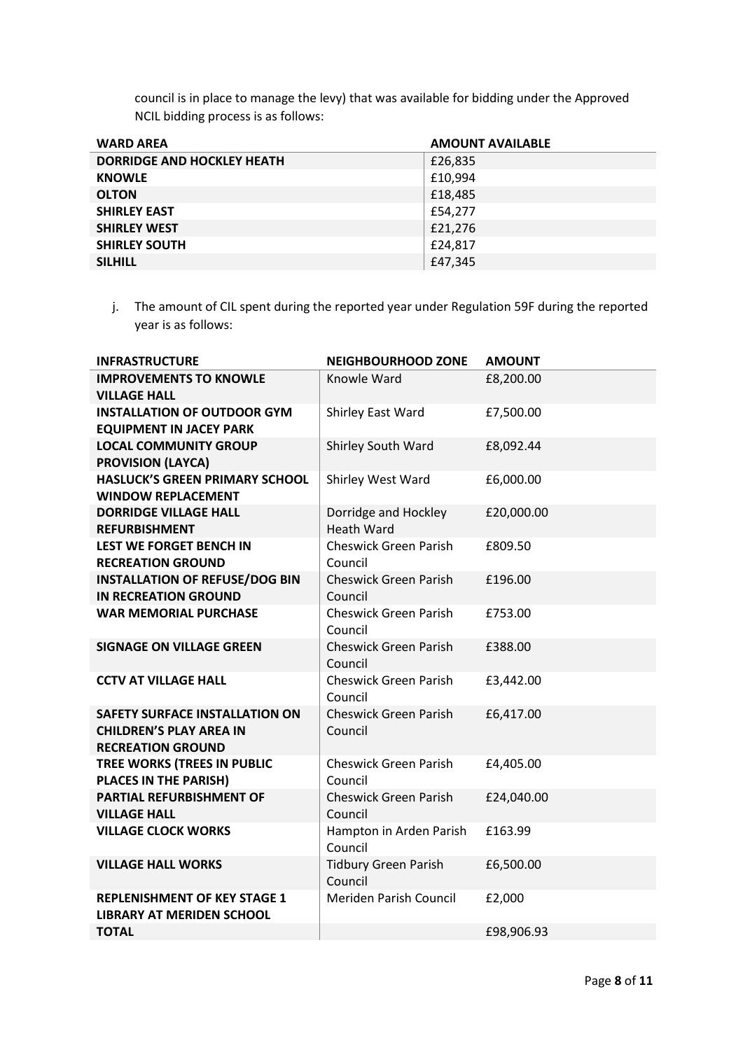council is in place to manage the levy) that was available for bidding under the Approved NCIL bidding process is as follows:

| WARD AREA | AMOUNT AVAILABLE |
|---|---|
| **DORRIDGE AND HOCKLEY HEATH** | £26,835 |
| **KNOWLE** | £10,994 |
| **OLTON** | £18,485 |
| **SHIRLEY EAST** | £54,277 |
| **SHIRLEY WEST** | £21,276 |
| **SHIRLEY SOUTH** | £24,817 |
| **SILHILL** | £47,345 |

j. The amount of CIL spent during the reported year under Regulation 59F during the reported year is as follows:

| INFRASTRUCTURE | NEIGHBOURHOOD ZONE | AMOUNT |
|---|---|---|
| **IMPROVEMENTS TO KNOWLE VILLAGE HALL** | Knowle Ward | £8,200.00 |
| **INSTALLATION OF OUTDOOR GYM EQUIPMENT IN JACEY PARK** | Shirley East Ward | £7,500.00 |
| **LOCAL COMMUNITY GROUP PROVISION (LAYCA)** | Shirley South Ward | £8,092.44 |
| **HASLUCK'S GREEN PRIMARY SCHOOL WINDOW REPLACEMENT** | Shirley West Ward | £6,000.00 |
| **DORRIDGE VILLAGE HALL REFURBISHMENT** | Dorridge and Hockley Heath Ward | £20,000.00 |
| **LEST WE FORGET BENCH IN RECREATION GROUND** | Cheswick Green Parish Council | £809.50 |
| **INSTALLATION OF REFUSE/DOG BIN IN RECREATION GROUND** | Cheswick Green Parish Council | £196.00 |
| **WAR MEMORIAL PURCHASE** | Cheswick Green Parish Council | £753.00 |
| **SIGNAGE ON VILLAGE GREEN** | Cheswick Green Parish Council | £388.00 |
| **CCTV AT VILLAGE HALL** | Cheswick Green Parish Council | £3,442.00 |
| **SAFETY SURFACE INSTALLATION ON CHILDREN'S PLAY AREA IN RECREATION GROUND** | Cheswick Green Parish Council | £6,417.00 |
| **TREE WORKS (TREES IN PUBLIC PLACES IN THE PARISH)** | Cheswick Green Parish Council | £4,405.00 |
| **PARTIAL REFURBISHMENT OF VILLAGE HALL** | Cheswick Green Parish Council | £24,040.00 |
| **VILLAGE CLOCK WORKS** | Hampton in Arden Parish Council | £163.99 |
| **VILLAGE HALL WORKS** | Tidbury Green Parish Council | £6,500.00 |
| **REPLENISHMENT OF KEY STAGE 1 LIBRARY AT MERIDEN SCHOOL** | Meriden Parish Council | £2,000 |
| **TOTAL** | | £98,906.93 |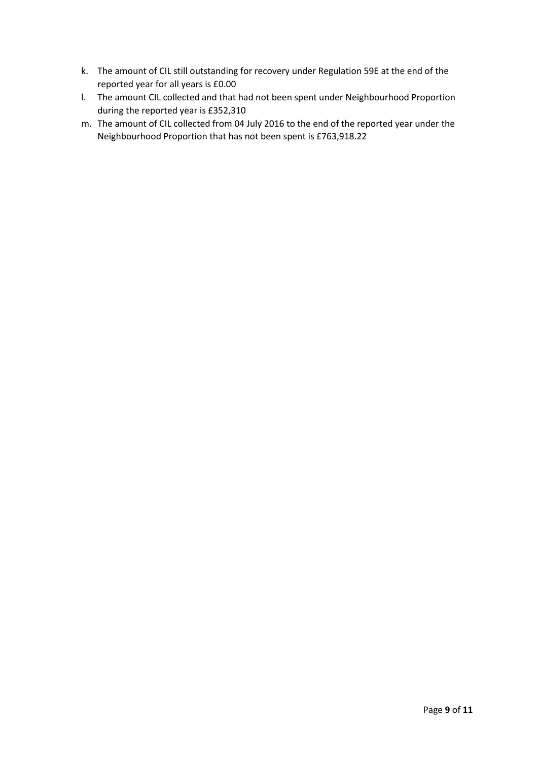k. The amount of CIL still outstanding for recovery under Regulation 59E at the end of the reported year for all years is £0.00

l. The amount CIL collected and that had not been spent under Neighbourhood Proportion during the reported year is £352,310

m. The amount of CIL collected from 04 July 2016 to the end of the reported year under the Neighbourhood Proportion that has not been spent is £763,918.22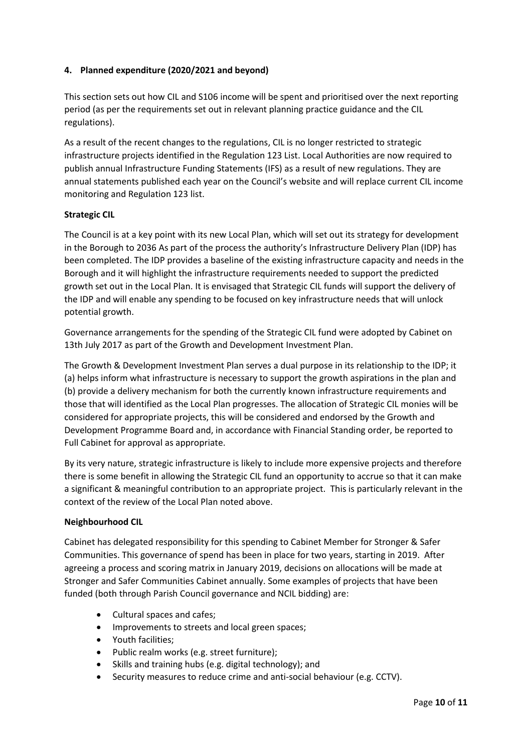## 4. Planned expenditure (2020/2021 and beyond)

This section sets out how CIL and S106 income will be spent and prioritised over the next reporting period (as per the requirements set out in relevant planning practice guidance and the CIL regulations).

As a result of the recent changes to the regulations, CIL is no longer restricted to strategic infrastructure projects identified in the Regulation 123 List. Local Authorities are now required to publish annual Infrastructure Funding Statements (IFS) as a result of new regulations. They are annual statements published each year on the Council's website and will replace current CIL income monitoring and Regulation 123 list.

### Strategic CIL

The Council is at a key point with its new Local Plan, which will set out its strategy for development in the Borough to 2036 As part of the process the authority's Infrastructure Delivery Plan (IDP) has been completed. The IDP provides a baseline of the existing infrastructure capacity and needs in the Borough and it will highlight the infrastructure requirements needed to support the predicted growth set out in the Local Plan. It is envisaged that Strategic CIL funds will support the delivery of the IDP and will enable any spending to be focused on key infrastructure needs that will unlock potential growth.

Governance arrangements for the spending of the Strategic CIL fund were adopted by Cabinet on 13th July 2017 as part of the Growth and Development Investment Plan.

The Growth & Development Investment Plan serves a dual purpose in its relationship to the IDP; it (a) helps inform what infrastructure is necessary to support the growth aspirations in the plan and (b) provide a delivery mechanism for both the currently known infrastructure requirements and those that will identified as the Local Plan progresses. The allocation of Strategic CIL monies will be considered for appropriate projects, this will be considered and endorsed by the Growth and Development Programme Board and, in accordance with Financial Standing order, be reported to Full Cabinet for approval as appropriate.

By its very nature, strategic infrastructure is likely to include more expensive projects and therefore there is some benefit in allowing the Strategic CIL fund an opportunity to accrue so that it can make a significant & meaningful contribution to an appropriate project. This is particularly relevant in the context of the review of the Local Plan noted above.

### Neighbourhood CIL

Cabinet has delegated responsibility for this spending to Cabinet Member for Stronger & Safer Communities. This governance of spend has been in place for two years, starting in 2019. After agreeing a process and scoring matrix in January 2019, decisions on allocations will be made at Stronger and Safer Communities Cabinet annually. Some examples of projects that have been funded (both through Parish Council governance and NCIL bidding) are:

- Cultural spaces and cafes;
- Improvements to streets and local green spaces;
- Youth facilities;
- Public realm works (e.g. street furniture);
- Skills and training hubs (e.g. digital technology); and
- Security measures to reduce crime and anti-social behaviour (e.g. CCTV).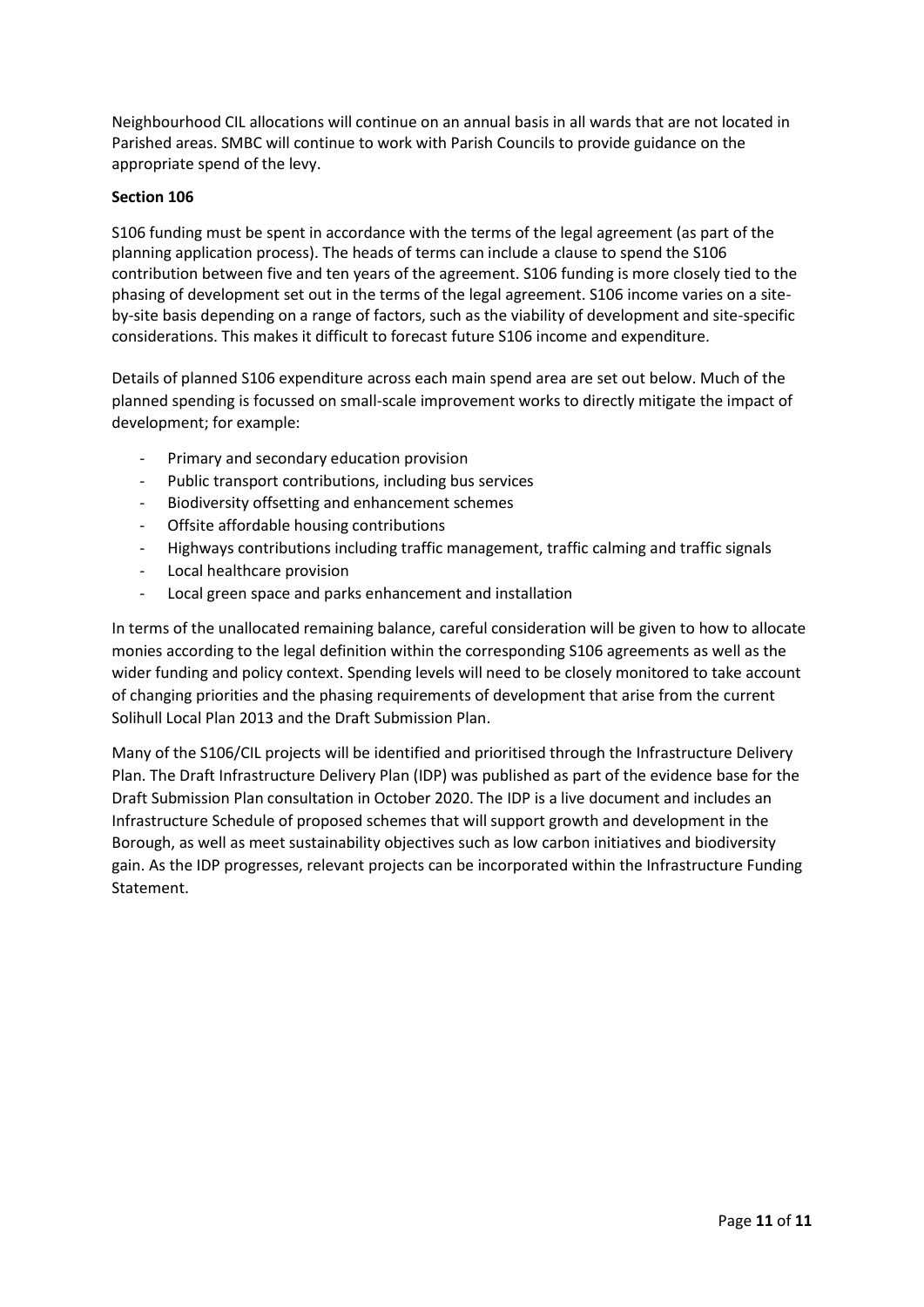Neighbourhood CIL allocations will continue on an annual basis in all wards that are not located in Parished areas. SMBC will continue to work with Parish Councils to provide guidance on the appropriate spend of the levy.

**Section 106**

S106 funding must be spent in accordance with the terms of the legal agreement (as part of the planning application process). The heads of terms can include a clause to spend the S106 contribution between five and ten years of the agreement. S106 funding is more closely tied to the phasing of development set out in the terms of the legal agreement. S106 income varies on a site-by-site basis depending on a range of factors, such as the viability of development and site-specific considerations. This makes it difficult to forecast future S106 income and expenditure.

Details of planned S106 expenditure across each main spend area are set out below. Much of the planned spending is focussed on small-scale improvement works to directly mitigate the impact of development; for example:

- Primary and secondary education provision
- Public transport contributions, including bus services
- Biodiversity offsetting and enhancement schemes
- Offsite affordable housing contributions
- Highways contributions including traffic management, traffic calming and traffic signals
- Local healthcare provision
- Local green space and parks enhancement and installation

In terms of the unallocated remaining balance, careful consideration will be given to how to allocate monies according to the legal definition within the corresponding S106 agreements as well as the wider funding and policy context. Spending levels will need to be closely monitored to take account of changing priorities and the phasing requirements of development that arise from the current Solihull Local Plan 2013 and the Draft Submission Plan.

Many of the S106/CIL projects will be identified and prioritised through the Infrastructure Delivery Plan. The Draft Infrastructure Delivery Plan (IDP) was published as part of the evidence base for the Draft Submission Plan consultation in October 2020. The IDP is a live document and includes an Infrastructure Schedule of proposed schemes that will support growth and development in the Borough, as well as meet sustainability objectives such as low carbon initiatives and biodiversity gain. As the IDP progresses, relevant projects can be incorporated within the Infrastructure Funding Statement.